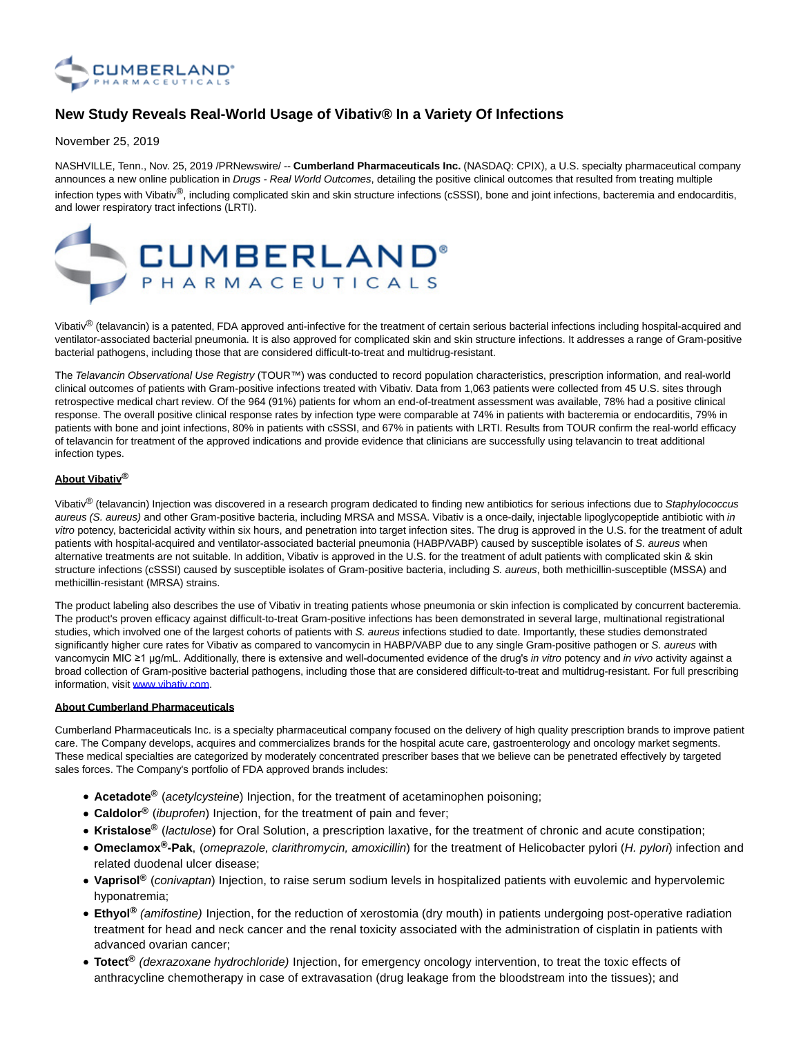# New Study Reveals Real-World Usage of Vibativ® In a Variety Of Infections

November 25, 2019

NASHVILLE, Tenn., Nov. 25, 2019 /PRNewswire/ -- **Cumberland Pharmaceuticals Inc.** (NASDAQ: CPIX), a U.S. specialty pharmaceutical company announces a new online publication in *Drugs - Real World Outcomes*, detailing the positive clinical outcomes that resulted from treating multiple infection types with Vibativ®, including complicated skin and skin structure infections (cSSSI), bone and joint infections, bacteremia and endocarditis, and lower respiratory tract infections (LRTI).

Vibativ® (telavancin) is a patented, FDA approved anti-infective for the treatment of certain serious bacterial infections including hospital-acquired and ventilator-associated bacterial pneumonia. It is also approved for complicated skin and skin structure infections. It addresses a range of Gram-positive bacterial pathogens, including those that are considered difficult-to-treat and multidrug-resistant.

The *Telavancin Observational Use Registry* (TOUR™) was conducted to record population characteristics, prescription information, and real-world clinical outcomes of patients with Gram-positive infections treated with Vibativ. Data from 1,063 patients were collected from 45 U.S. sites through retrospective medical chart review. Of the 964 (91%) patients for whom an end-of-treatment assessment was available, 78% had a positive clinical response. The overall positive clinical response rates by infection type were comparable at 74% in patients with bacteremia or endocarditis, 79% in patients with bone and joint infections, 80% in patients with cSSSI, and 67% in patients with LRTI. Results from TOUR confirm the real-world efficacy of telavancin for treatment of the approved indications and provide evidence that clinicians are successfully using telavancin to treat additional infection types.

**About Vibativ®**

Vibativ® (telavancin) Injection was discovered in a research program dedicated to finding new antibiotics for serious infections due to *Staphylococcus aureus (S. aureus)* and other Gram-positive bacteria, including MRSA and MSSA. Vibativ is a once-daily, injectable lipoglycopeptide antibiotic with *in vitro* potency, bactericidal activity within six hours, and penetration into target infection sites. The drug is approved in the U.S. for the treatment of adult patients with hospital-acquired and ventilator-associated bacterial pneumonia (HABP/VABP) caused by susceptible isolates of *S. aureus* when alternative treatments are not suitable. In addition, Vibativ is approved in the U.S. for the treatment of adult patients with complicated skin & skin structure infections (cSSSI) caused by susceptible isolates of Gram-positive bacteria, including *S. aureus*, both methicillin-susceptible (MSSA) and methicillin-resistant (MRSA) strains.

The product labeling also describes the use of Vibativ in treating patients whose pneumonia or skin infection is complicated by concurrent bacteremia. The product's proven efficacy against difficult-to-treat Gram-positive infections has been demonstrated in several large, multinational registrational studies, which involved one of the largest cohorts of patients with *S. aureus* infections studied to date. Importantly, these studies demonstrated significantly higher cure rates for Vibativ as compared to vancomycin in HABP/VABP due to any single Gram-positive pathogen or *S. aureus* with vancomycin MIC ≥1 µg/mL. Additionally, there is extensive and well-documented evidence of the drug's *in vitro* potency and *in vivo* activity against a broad collection of Gram-positive bacterial pathogens, including those that are considered difficult-to-treat and multidrug-resistant. For full prescribing information, visit www.vibativ.com.

**About Cumberland Pharmaceuticals**

Cumberland Pharmaceuticals Inc. is a specialty pharmaceutical company focused on the delivery of high quality prescription brands to improve patient care. The Company develops, acquires and commercializes brands for the hospital acute care, gastroenterology and oncology market segments. These medical specialties are categorized by moderately concentrated prescriber bases that we believe can be penetrated effectively by targeted sales forces. The Company's portfolio of FDA approved brands includes:

- **Acetadote®** (*acetylcysteine*) Injection, for the treatment of acetaminophen poisoning;
- **Caldolor®** (*ibuprofen*) Injection, for the treatment of pain and fever;
- **Kristalose®** (*lactulose*) for Oral Solution, a prescription laxative, for the treatment of chronic and acute constipation;
- **Omeclamox®-Pak**, (*omeprazole, clarithromycin, amoxicillin*) for the treatment of Helicobacter pylori (*H. pylori*) infection and related duodenal ulcer disease;
- **Vaprisol®** (*conivaptan*) Injection, to raise serum sodium levels in hospitalized patients with euvolemic and hypervolemic hyponatremia;
- **Ethyol®** *(amifostine)* Injection, for the reduction of xerostomia (dry mouth) in patients undergoing post-operative radiation treatment for head and neck cancer and the renal toxicity associated with the administration of cisplatin in patients with advanced ovarian cancer;
- **Totect®** *(dexrazoxane hydrochloride)* Injection, for emergency oncology intervention, to treat the toxic effects of anthracycline chemotherapy in case of extravasation (drug leakage from the bloodstream into the tissues); and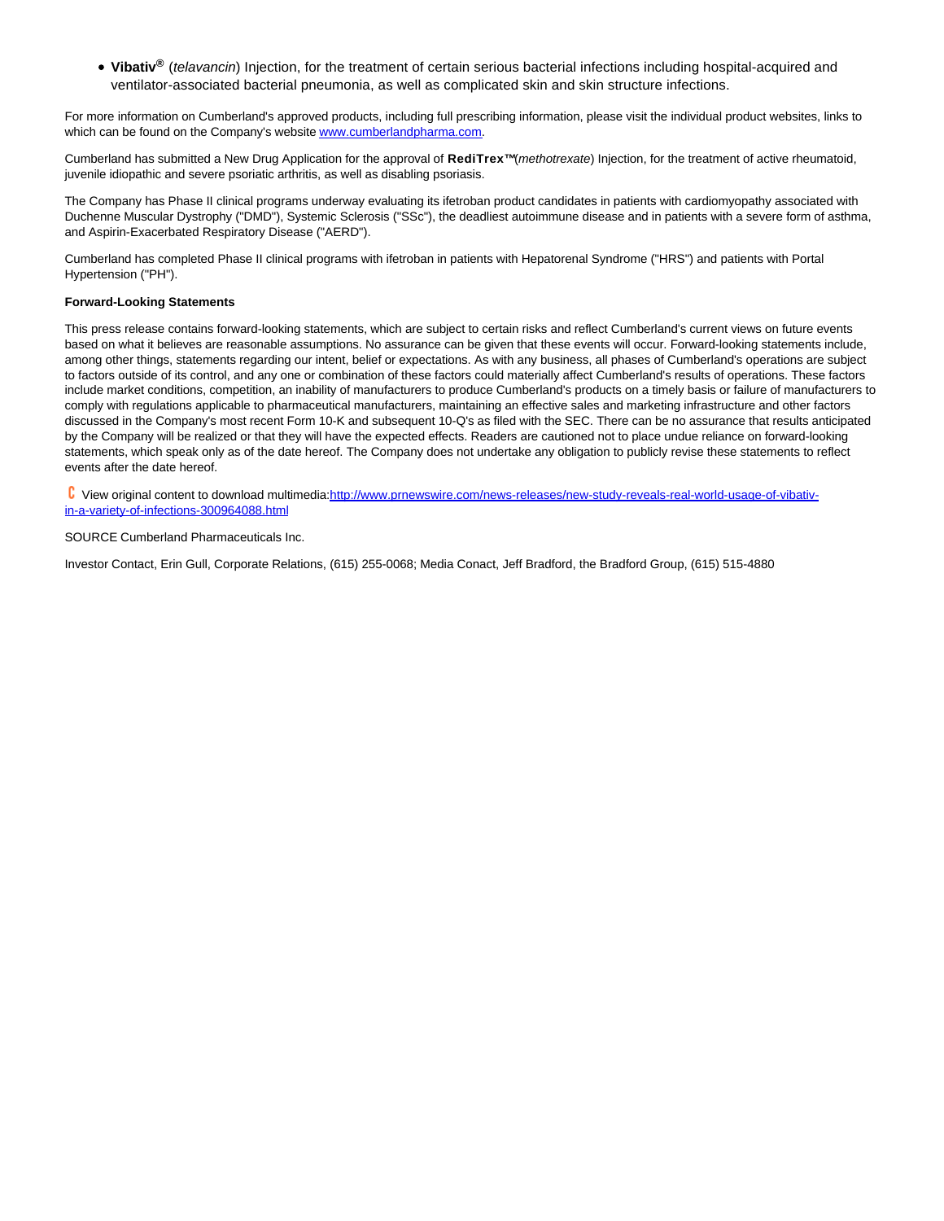- **Vibativ®** (*telavancin*) Injection, for the treatment of certain serious bacterial infections including hospital-acquired and ventilator-associated bacterial pneumonia, as well as complicated skin and skin structure infections.

For more information on Cumberland's approved products, including full prescribing information, please visit the individual product websites, links to which can be found on the Company's website www.cumberlandpharma.com.

Cumberland has submitted a New Drug Application for the approval of **RediTrex™**(*methotrexate*) Injection, for the treatment of active rheumatoid, juvenile idiopathic and severe psoriatic arthritis, as well as disabling psoriasis.

The Company has Phase II clinical programs underway evaluating its ifetroban product candidates in patients with cardiomyopathy associated with Duchenne Muscular Dystrophy ("DMD"), Systemic Sclerosis ("SSc"), the deadliest autoimmune disease and in patients with a severe form of asthma, and Aspirin-Exacerbated Respiratory Disease ("AERD").

Cumberland has completed Phase II clinical programs with ifetroban in patients with Hepatorenal Syndrome ("HRS") and patients with Portal Hypertension ("PH").

**Forward-Looking Statements**

This press release contains forward-looking statements, which are subject to certain risks and reflect Cumberland's current views on future events based on what it believes are reasonable assumptions. No assurance can be given that these events will occur. Forward-looking statements include, among other things, statements regarding our intent, belief or expectations. As with any business, all phases of Cumberland's operations are subject to factors outside of its control, and any one or combination of these factors could materially affect Cumberland's results of operations. These factors include market conditions, competition, an inability of manufacturers to produce Cumberland's products on a timely basis or failure of manufacturers to comply with regulations applicable to pharmaceutical manufacturers, maintaining an effective sales and marketing infrastructure and other factors discussed in the Company's most recent Form 10-K and subsequent 10-Q's as filed with the SEC. There can be no assurance that results anticipated by the Company will be realized or that they will have the expected effects. Readers are cautioned not to place undue reliance on forward-looking statements, which speak only as of the date hereof. The Company does not undertake any obligation to publicly revise these statements to reflect events after the date hereof.

View original content to download multimedia:http://www.prnewswire.com/news-releases/new-study-reveals-real-world-usage-of-vibativ-in-a-variety-of-infections-300964088.html

SOURCE Cumberland Pharmaceuticals Inc.

Investor Contact, Erin Gull, Corporate Relations, (615) 255-0068; Media Conact, Jeff Bradford, the Bradford Group, (615) 515-4880